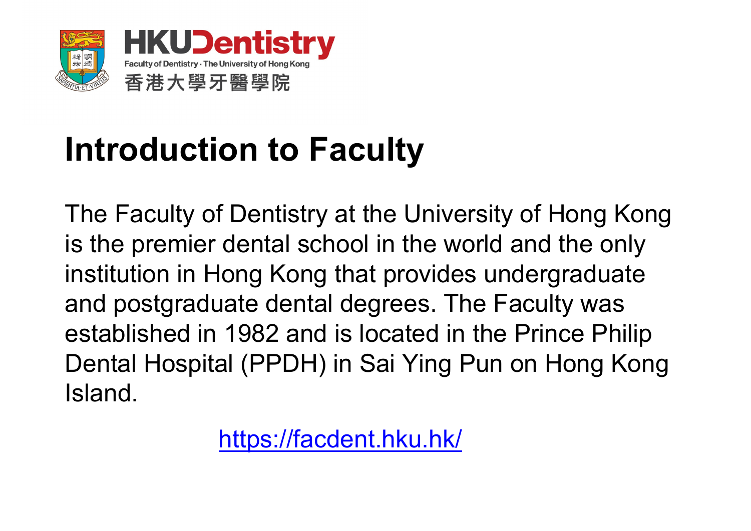HKUDentistry

Faculty of Dentistry · The University of Hong Kong

香港大學牙醫學院

# Introduction to Faculty

The Faculty of Dentistry at the University of Hong Kong is the premier dental school in the world and the only institution in Hong Kong that provides undergraduate and postgraduate dental degrees. The Faculty was established in 1982 and is located in the Prince Philip Dental Hospital (PPDH) in Sai Ying Pun on Hong Kong Island.

https://facdent.hku.hk/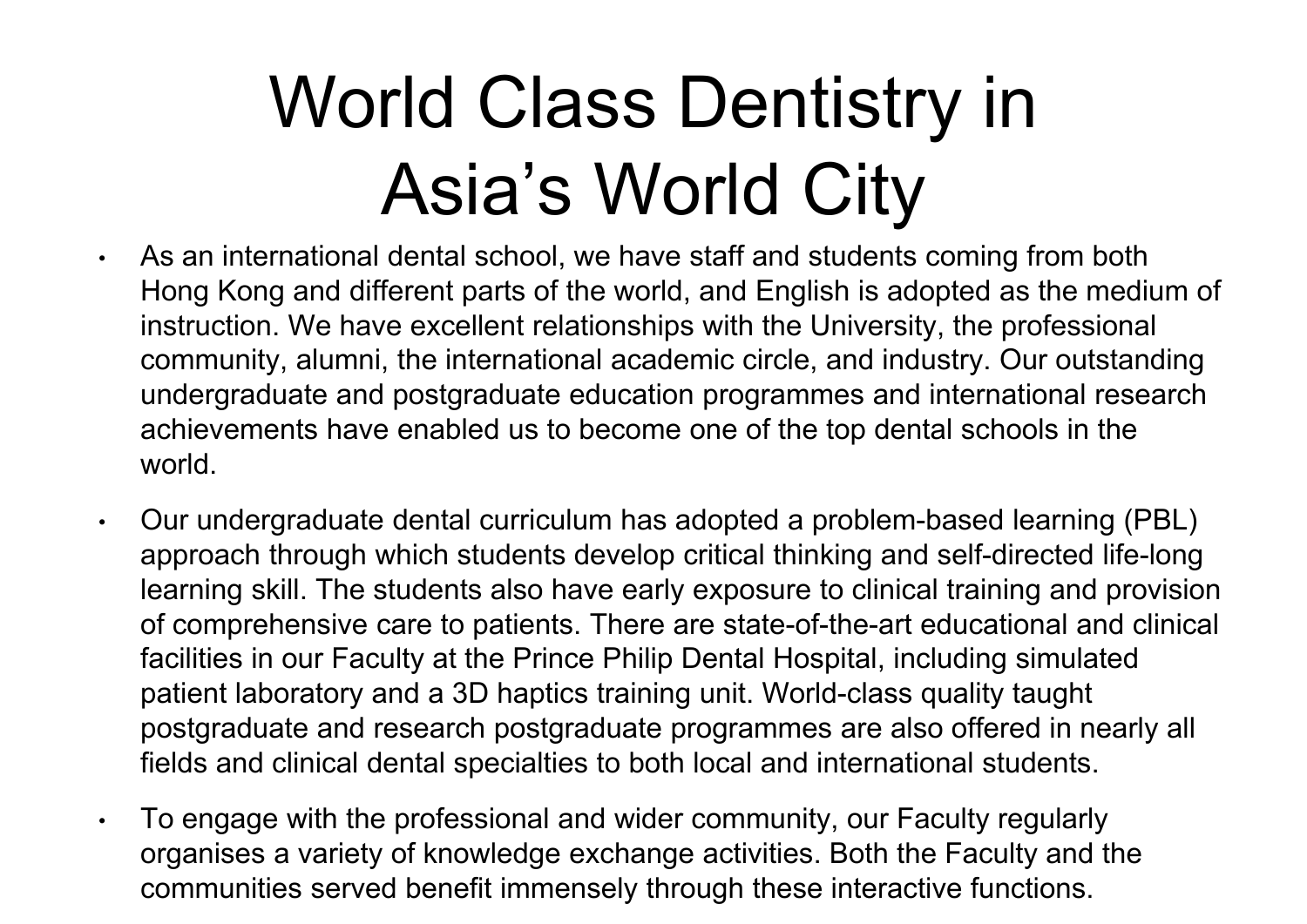# World Class Dentistry in Asia's World City

- As an international dental school, we have staff and students coming from both Hong Kong and different parts of the world, and English is adopted as the medium of instruction. We have excellent relationships with the University, the professional community, alumni, the international academic circle, and industry. Our outstanding undergraduate and postgraduate education programmes and international research achievements have enabled us to become one of the top dental schools in the world.
- Our undergraduate dental curriculum has adopted a problem-based learning (PBL) approach through which students develop critical thinking and self-directed life-long learning skill. The students also have early exposure to clinical training and provision of comprehensive care to patients. There are state-of-the-art educational and clinical facilities in our Faculty at the Prince Philip Dental Hospital, including simulated patient laboratory and a 3D haptics training unit. World-class quality taught postgraduate and research postgraduate programmes are also offered in nearly all fields and clinical dental specialties to both local and international students.
- To engage with the professional and wider community, our Faculty regularly organises a variety of knowledge exchange activities. Both the Faculty and the communities served benefit immensely through these interactive functions.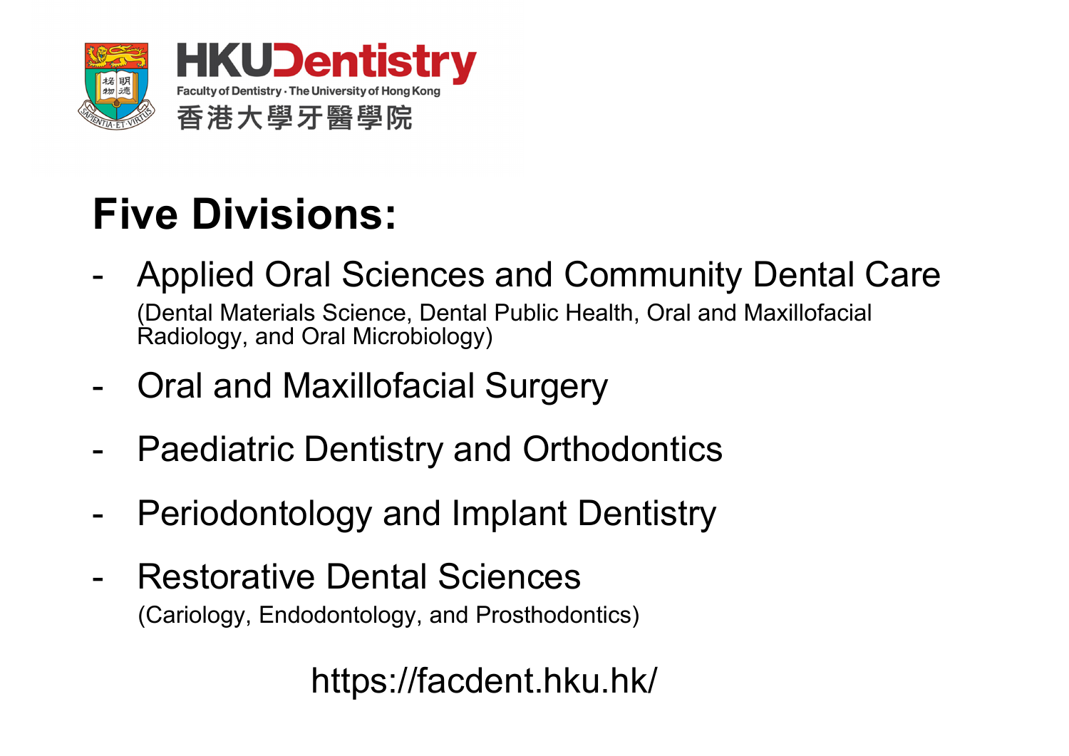HKUDentistry

Faculty of Dentistry · The University of Hong Kong

香港大學牙醫學院

# Five Divisions:

- Applied Oral Sciences and Community Dental Care
  (Dental Materials Science, Dental Public Health, Oral and Maxillofacial Radiology, and Oral Microbiology)
- Oral and Maxillofacial Surgery
- Paediatric Dentistry and Orthodontics
- Periodontology and Implant Dentistry
- Restorative Dental Sciences
  (Cariology, Endodontology, and Prosthodontics)

https://facdent.hku.hk/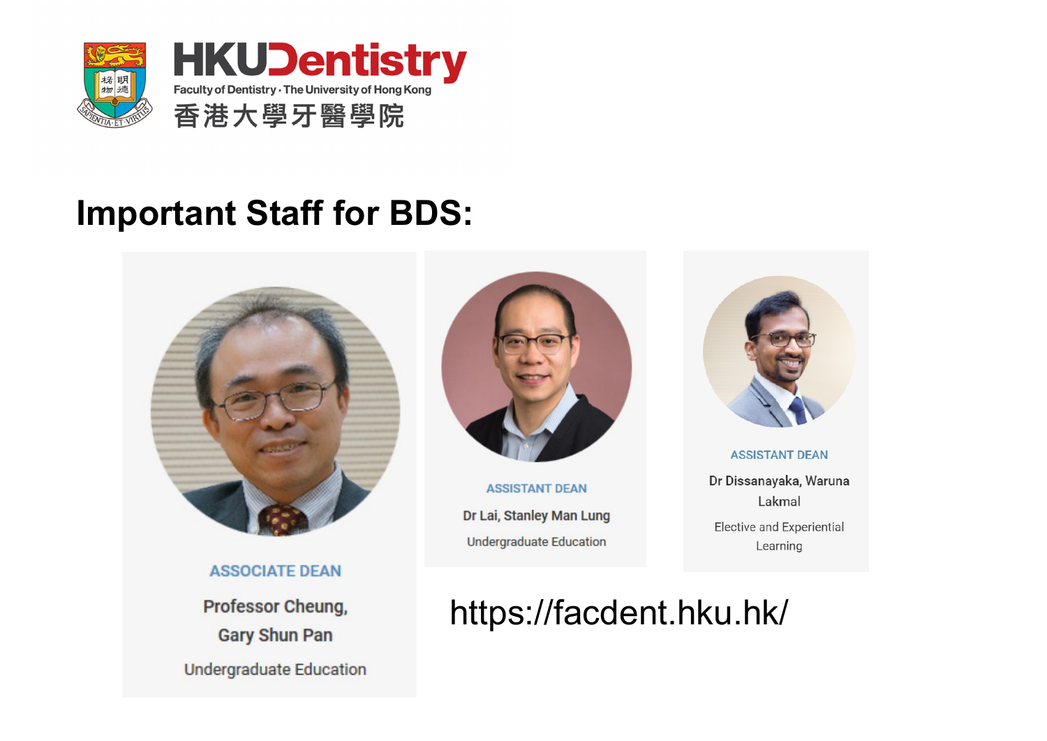HKUDentistry

Faculty of Dentistry · The University of Hong Kong

香港大學牙醫學院

# Important Staff for BDS:

ASSOCIATE DEAN

Professor Cheung, Gary Shun Pan

Undergraduate Education

ASSISTANT DEAN

Dr Lai, Stanley Man Lung

Undergraduate Education

ASSISTANT DEAN

Dr Dissanayaka, Waruna Lakmal

Elective and Experiential Learning

https://facdent.hku.hk/